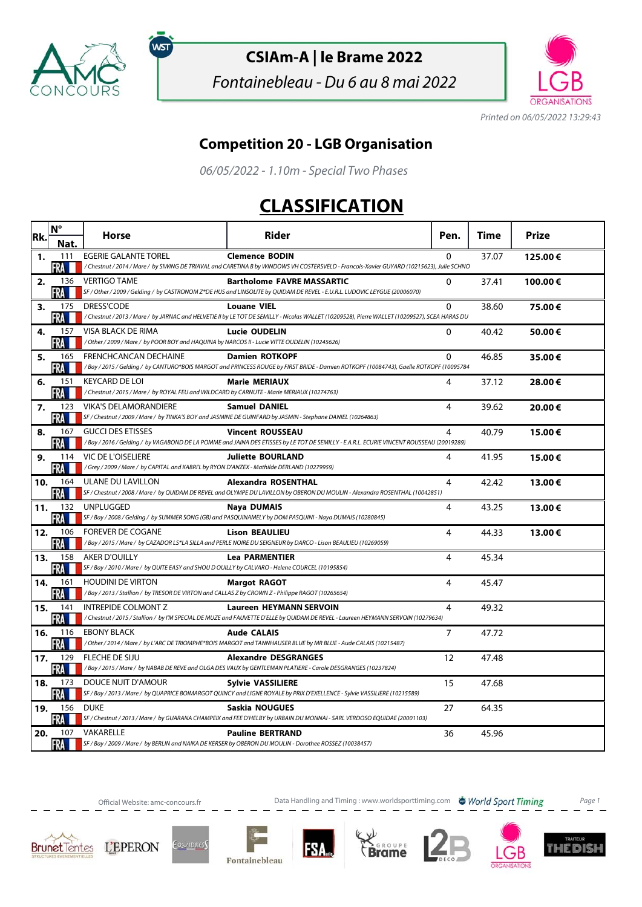# CSIAm-A | le Brame 2022

*Fontainebleau - Du 6 au 8 mai 2022*

*Printed on 06/05/2022 13:29:43*

## Competition 20 - LGB Organisation

*06/05/2022 - 1.10m - Special Two Phases*

# CLASSIFICATION

| Rk. | N° Nat. | Horse | Rider | Pen. | Time | Prize |
|---|---|---|---|---|---|---|
| 1. | 111 FRA | EGERIE GALANTE TOREL<br>/ Chestnut / 2014 / Mare / by SIWING DE TRIAVAL and CARETINA B by WINDOWS VH COSTERSVELD - Francois-Xavier GUYARD (10215623), Julie SCHNO | **Clemence BODIN** | 0 | 37.07 | **125.00 €** |
| 2. | 136 FRA | VERTIGO TAME<br>SF / Other / 2009 / Gelding / by CASTRONOM Z*DE HUS and LINSOLITE by QUIDAM DE REVEL - E.U.R.L. LUDOVIC LEYGUE (20006070) | **Bartholome FAVRE MASSARTIC** | 0 | 37.41 | **100.00 €** |
| 3. | 175 FRA | DRESS'CODE<br>/ Chestnut / 2013 / Mare / by JARNAC and HELVETIE II by LE TOT DE SEMILLY - Nicolas WALLET (10209528), Pierre WALLET (10209527), SCEA HARAS DU | **Louane VIEL** | 0 | 38.60 | **75.00 €** |
| 4. | 157 FRA | VISA BLACK DE RIMA<br>/ Other / 2009 / Mare / by POOR BOY and HAQUINA by NARCOS II - Lucie VITTE OUDELIN (10245626) | **Lucie OUDELIN** | 0 | 40.42 | **50.00 €** |
| 5. | 165 FRA | FRENCHCANCAN DECHAINE<br>/ Bay / 2015 / Gelding / by CANTURO*BOIS MARGOT and PRINCESS ROUGE by FIRST BRIDE - Damien ROTKOPF (10084743), Gaelle ROTKOPF (10095784 | **Damien ROTKOPF** | 0 | 46.85 | **35.00 €** |
| 6. | 151 FRA | KEYCARD DE LOI<br>/ Chestnut / 2015 / Mare / by ROYAL FEU and WILDCARD by CARNUTE - Marie MERIAUX (10274763) | **Marie MERIAUX** | 4 | 37.12 | **28.00 €** |
| 7. | 123 FRA | VIKA'S DELAMORANDIERE<br>SF / Chestnut / 2009 / Mare / by TINKA'S BOY and JASMINE DE GUINFARD by JASMIN - Stephane DANIEL (10264863) | **Samuel DANIEL** | 4 | 39.62 | **20.00 €** |
| 8. | 167 FRA | GUCCI DES ETISSES<br>/ Bay / 2016 / Gelding / by VAGABOND DE LA POMME and JAINA DES ETISSES by LE TOT DE SEMILLY - E.A.R.L. ECURIE VINCENT ROUSSEAU (20019289) | **Vincent ROUSSEAU** | 4 | 40.79 | **15.00 €** |
| 9. | 114 FRA | VIC DE L'OISELIERE<br>/ Grey / 2009 / Mare / by CAPITAL and KABRI'L by RYON D'ANZEX - Mathilde DERLAND (10279959) | **Juliette BOURLAND** | 4 | 41.95 | **15.00 €** |
| 10. | 164 FRA | ULANE DU LAVILLON<br>SF / Chestnut / 2008 / Mare / by QUIDAM DE REVEL and OLYMPE DU LAVILLON by OBERON DU MOULIN - Alexandra ROSENTHAL (10042851) | **Alexandra ROSENTHAL** | 4 | 42.42 | **13.00 €** |
| 11. | 132 FRA | UNPLUGGED<br>SF / Bay / 2008 / Gelding / by SUMMER SONG (GB) and PASQUINAMELY by DOM PASQUINI - Naya DUMAIS (10280845) | **Naya DUMAIS** | 4 | 43.25 | **13.00 €** |
| 12. | 106 FRA | FOREVER DE COGANE<br>/ Bay / 2015 / Mare / by CAZADOR LS*LA SILLA and PERLE NOIRE DU SEIGNEUR by DARCO - Lison BEAULIEU (10269059) | **Lison BEAULIEU** | 4 | 44.33 | **13.00 €** |
| 13. | 158 FRA | AKER D'OUILLY<br>SF / Bay / 2010 / Mare / by QUITE EASY and SHOU D OUILLY by CALVARO - Helene COURCEL (10195854) | **Lea PARMENTIER** | 4 | 45.34 | |
| 14. | 161 FRA | HOUDINI DE VIRTON<br>/ Bay / 2013 / Stallion / by TRESOR DE VIRTON and CALLAS Z by CROWN Z - Philippe RAGOT (10265654) | **Margot RAGOT** | 4 | 45.47 | |
| 15. | 141 FRA | INTREPIDE COLMONT Z<br>/ Chestnut / 2015 / Stallion / by I'M SPECIAL DE MUZE and FAUVETTE D'ELLE by QUIDAM DE REVEL - Laureen HEYMANN SERVOIN (10279634) | **Laureen HEYMANN SERVOIN** | 4 | 49.32 | |
| 16. | 116 FRA | EBONY BLACK<br>/ Other / 2014 / Mare / by L'ARC DE TRIOMPHE*BOIS MARGOT and TANNHAUSER BLUE by MR BLUE - Aude CALAIS (10215487) | **Aude CALAIS** | 7 | 47.72 | |
| 17. | 129 FRA | FLECHE DE SIJU<br>/ Bay / 2015 / Mare / by NABAB DE REVE and OLGA DES VAUX by GENTLEMAN PLATIERE - Carole DESGRANGES (10237824) | **Alexandre DESGRANGES** | 12 | 47.48 | |
| 18. | 173 FRA | DOUCE NUIT D'AMOUR<br>SF / Bay / 2013 / Mare / by QUAPRICE BOIMARGOT QUINCY and LIGNE ROYALE by PRIX D'EXELLENCE - Sylvie VASSILIERE (10215589) | **Sylvie VASSILIERE** | 15 | 47.68 | |
| 19. | 156 FRA | DUKE<br>SF / Chestnut / 2013 / Mare / by GUARANA CHAMPEIX and FEE D'HELBY by URBAIN DU MONNAI - SARL VERDOSO EQUIDAE (20001103) | **Saskia NOUGUES** | 27 | 64.35 | |
| 20. | 107 FRA | VAKARELLE<br>SF / Bay / 2009 / Mare / by BERLIN and NAIKA DE KERSER by OBERON DU MOULIN - Dorothee ROSSEZ (10038457) | **Pauline BERTRAND** | 36 | 45.96 | |

Official Website: amc-concours.fr — Data Handling and Timing : www.worldsporttiming.com — World Sport Timing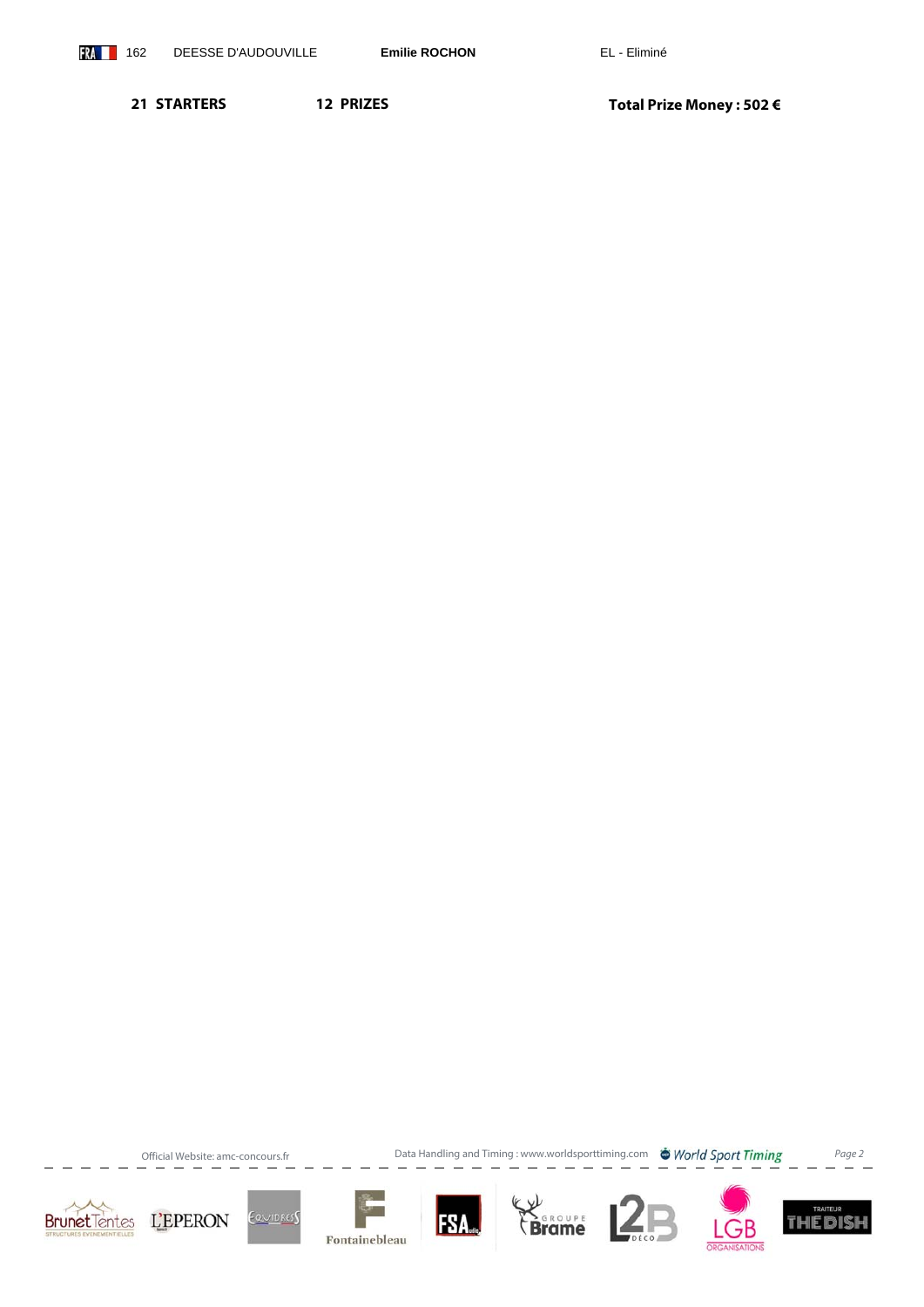| | | | | |
|---|---|---|---|---|
| FRA | 162 | DEESSE D'AUDOUVILLE | Emilie ROCHON | EL - Eliminé |

**21 STARTERS** **12 PRIZES** **Total Prize Money : 502 €**